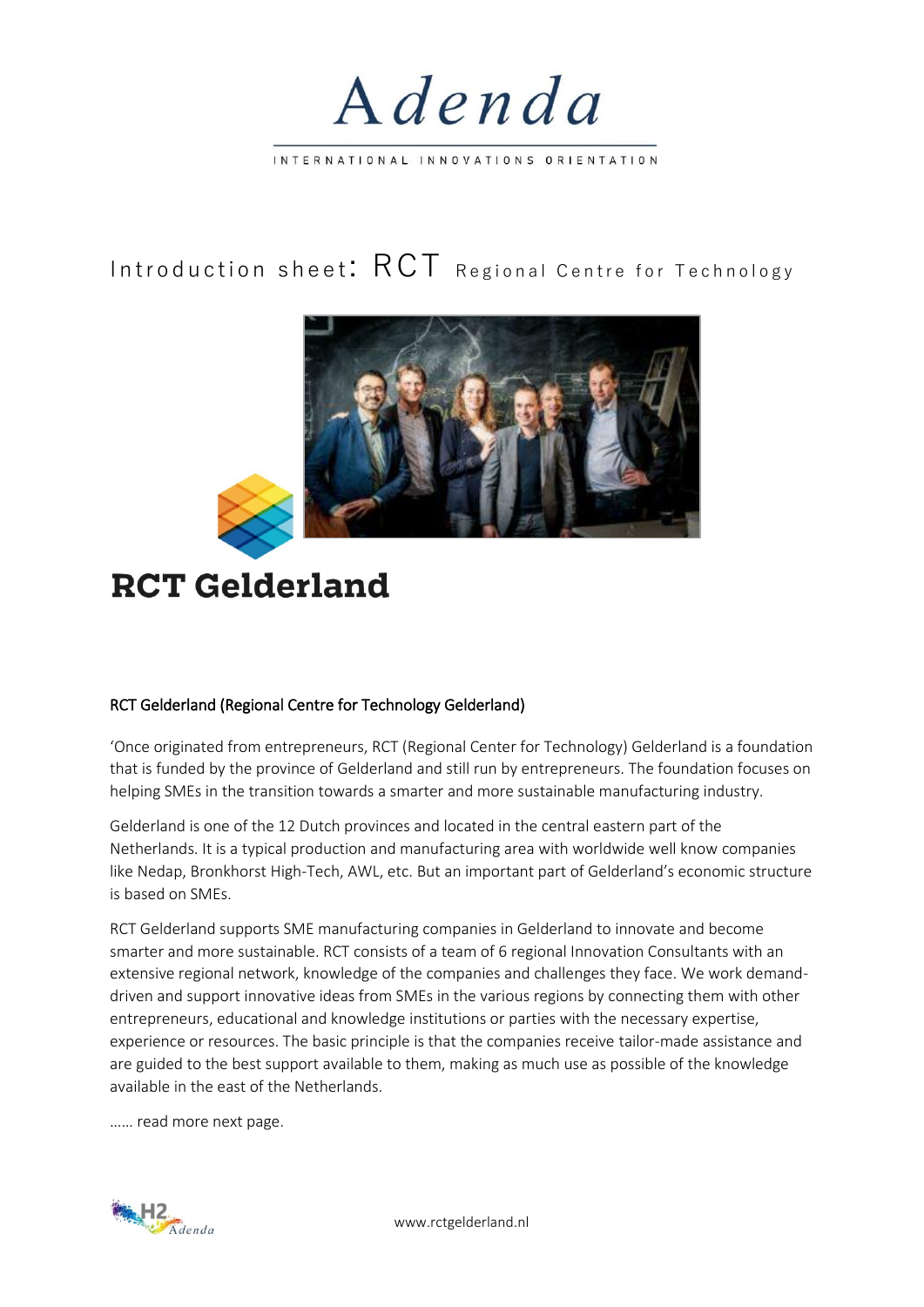# Adenda

INTERNATIONAL INNOVATIONS ORIENTATION

## Introduction sheet: RCT Regional Centre for Technology

**RCT Gelderland**

### RCT Gelderland (Regional Centre for Technology Gelderland)

'Once originated from entrepreneurs, RCT (Regional Center for Technology) Gelderland is a foundation that is funded by the province of Gelderland and still run by entrepreneurs. The foundation focuses on helping SMEs in the transition towards a smarter and more sustainable manufacturing industry.

Gelderland is one of the 12 Dutch provinces and located in the central eastern part of the Netherlands. It is a typical production and manufacturing area with worldwide well know companies like Nedap, Bronkhorst High-Tech, AWL, etc. But an important part of Gelderland's economic structure is based on SMEs.

RCT Gelderland supports SME manufacturing companies in Gelderland to innovate and become smarter and more sustainable. RCT consists of a team of 6 regional Innovation Consultants with an extensive regional network, knowledge of the companies and challenges they face. We work demand-driven and support innovative ideas from SMEs in the various regions by connecting them with other entrepreneurs, educational and knowledge institutions or parties with the necessary expertise, experience or resources. The basic principle is that the companies receive tailor-made assistance and are guided to the best support available to them, making as much use as possible of the knowledge available in the east of the Netherlands.

…… read more next page.

www.rctgelderland.nl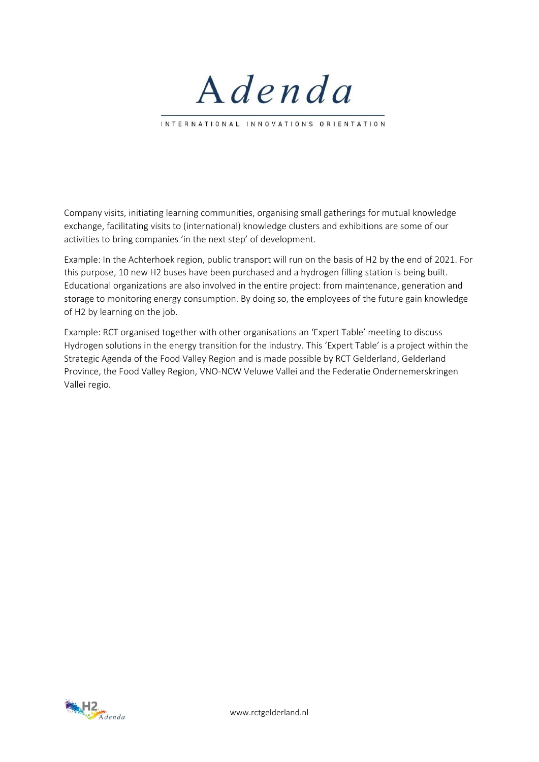Company visits, initiating learning communities, organising small gatherings for mutual knowledge exchange, facilitating visits to (international) knowledge clusters and exhibitions are some of our activities to bring companies 'in the next step' of development.

Example: In the Achterhoek region, public transport will run on the basis of H2 by the end of 2021. For this purpose, 10 new H2 buses have been purchased and a hydrogen filling station is being built. Educational organizations are also involved in the entire project: from maintenance, generation and storage to monitoring energy consumption. By doing so, the employees of the future gain knowledge of H2 by learning on the job.

Example: RCT organised together with other organisations an 'Expert Table' meeting to discuss Hydrogen solutions in the energy transition for the industry. This 'Expert Table' is a project within the Strategic Agenda of the Food Valley Region and is made possible by RCT Gelderland, Gelderland Province, the Food Valley Region, VNO-NCW Veluwe Vallei and the Federatie Ondernemerskringen Vallei regio.